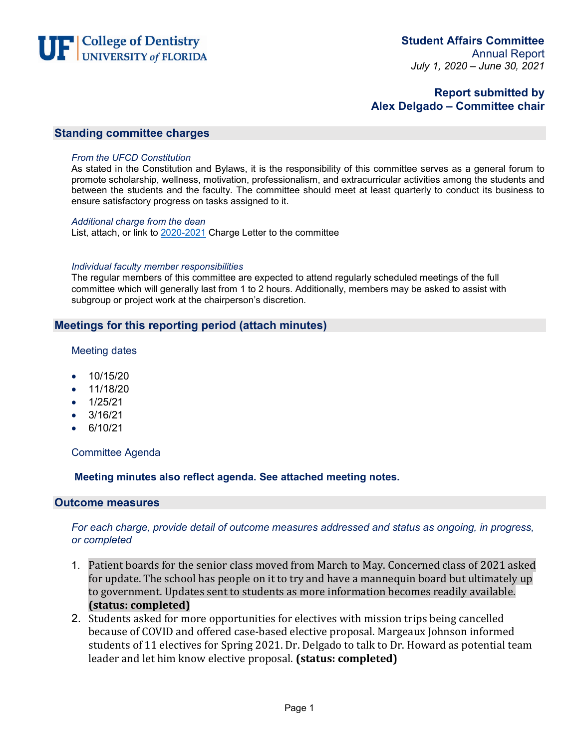UF | College of Dentistry
UNIVERSITY of FLORIDA

**Student Affairs Committee**
Annual Report
*July 1, 2020 – June 30, 2021*

**Report submitted by**
**Alex Delgado – Committee chair**

## Standing committee charges

*From the UFCD Constitution*

As stated in the Constitution and Bylaws, it is the responsibility of this committee serves as a general forum to promote scholarship, wellness, motivation, professionalism, and extracurricular activities among the students and between the students and the faculty. The committee should meet at least quarterly to conduct its business to ensure satisfactory progress on tasks assigned to it.

*Additional charge from the dean*

List, attach, or link to 2020-2021 Charge Letter to the committee

*Individual faculty member responsibilities*

The regular members of this committee are expected to attend regularly scheduled meetings of the full committee which will generally last from 1 to 2 hours. Additionally, members may be asked to assist with subgroup or project work at the chairperson's discretion.

## Meetings for this reporting period (attach minutes)

### Meeting dates

- 10/15/20
- 11/18/20
- 1/25/21
- 3/16/21
- 6/10/21

### Committee Agenda

**Meeting minutes also reflect agenda. See attached meeting notes.**

## Outcome measures

*For each charge, provide detail of outcome measures addressed and status as ongoing, in progress, or completed*

1. Patient boards for the senior class moved from March to May. Concerned class of 2021 asked for update. The school has people on it to try and have a mannequin board but ultimately up to government. Updates sent to students as more information becomes readily available. **(status: completed)**
2. Students asked for more opportunities for electives with mission trips being cancelled because of COVID and offered case-based elective proposal. Margeaux Johnson informed students of 11 electives for Spring 2021. Dr. Delgado to talk to Dr. Howard as potential team leader and let him know elective proposal. **(status: completed)**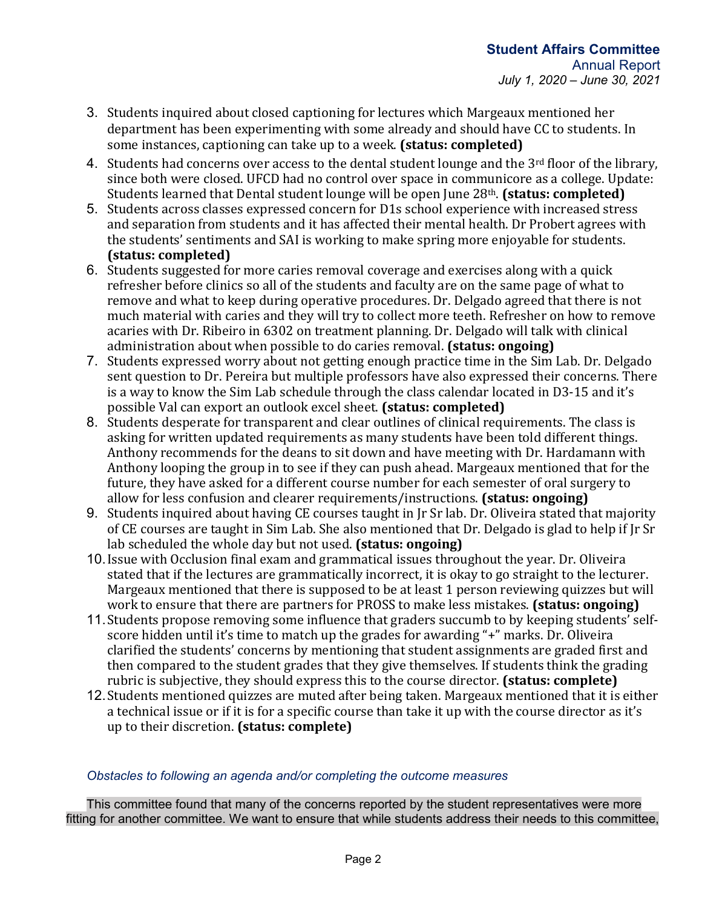3. Students inquired about closed captioning for lectures which Margeaux mentioned her department has been experimenting with some already and should have CC to students. In some instances, captioning can take up to a week. **(status: completed)**
4. Students had concerns over access to the dental student lounge and the 3rd floor of the library, since both were closed. UFCD had no control over space in communicore as a college. Update: Students learned that Dental student lounge will be open June 28th. **(status: completed)**
5. Students across classes expressed concern for D1s school experience with increased stress and separation from students and it has affected their mental health. Dr Probert agrees with the students' sentiments and SAI is working to make spring more enjoyable for students. **(status: completed)**
6. Students suggested for more caries removal coverage and exercises along with a quick refresher before clinics so all of the students and faculty are on the same page of what to remove and what to keep during operative procedures. Dr. Delgado agreed that there is not much material with caries and they will try to collect more teeth. Refresher on how to remove acaries with Dr. Ribeiro in 6302 on treatment planning. Dr. Delgado will talk with clinical administration about when possible to do caries removal. **(status: ongoing)**
7. Students expressed worry about not getting enough practice time in the Sim Lab. Dr. Delgado sent question to Dr. Pereira but multiple professors have also expressed their concerns. There is a way to know the Sim Lab schedule through the class calendar located in D3-15 and it's possible Val can export an outlook excel sheet. **(status: completed)**
8. Students desperate for transparent and clear outlines of clinical requirements. The class is asking for written updated requirements as many students have been told different things. Anthony recommends for the deans to sit down and have meeting with Dr. Hardamann with Anthony looping the group in to see if they can push ahead. Margeaux mentioned that for the future, they have asked for a different course number for each semester of oral surgery to allow for less confusion and clearer requirements/instructions. **(status: ongoing)**
9. Students inquired about having CE courses taught in Jr Sr lab. Dr. Oliveira stated that majority of CE courses are taught in Sim Lab. She also mentioned that Dr. Delgado is glad to help if Jr Sr lab scheduled the whole day but not used. **(status: ongoing)**
10. Issue with Occlusion final exam and grammatical issues throughout the year. Dr. Oliveira stated that if the lectures are grammatically incorrect, it is okay to go straight to the lecturer. Margeaux mentioned that there is supposed to be at least 1 person reviewing quizzes but will work to ensure that there are partners for PROSS to make less mistakes. **(status: ongoing)**
11. Students propose removing some influence that graders succumb to by keeping students' self-score hidden until it's time to match up the grades for awarding "+" marks. Dr. Oliveira clarified the students' concerns by mentioning that student assignments are graded first and then compared to the student grades that they give themselves. If students think the grading rubric is subjective, they should express this to the course director. **(status: complete)**
12. Students mentioned quizzes are muted after being taken. Margeaux mentioned that it is either a technical issue or if it is for a specific course than take it up with the course director as it's up to their discretion. **(status: complete)**

*Obstacles to following an agenda and/or completing the outcome measures*

This committee found that many of the concerns reported by the student representatives were more fitting for another committee. We want to ensure that while students address their needs to this committee,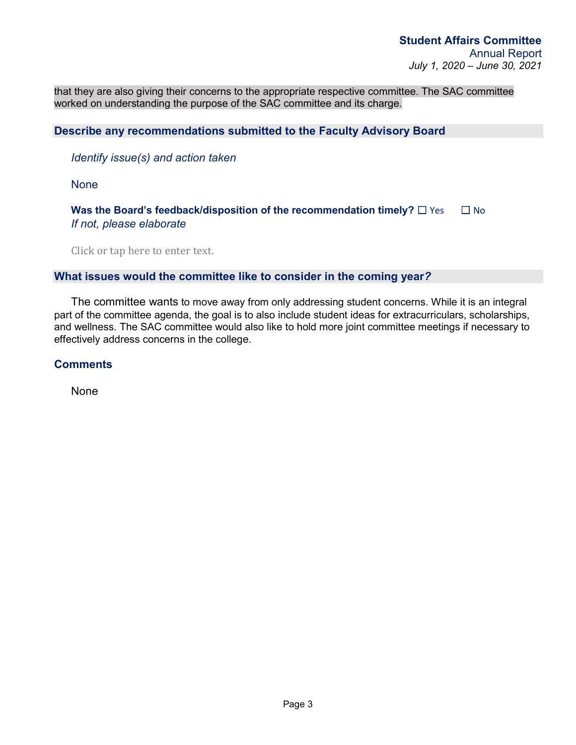that they are also giving their concerns to the appropriate respective committee. The SAC committee worked on understanding the purpose of the SAC committee and its charge.

## Describe any recommendations submitted to the Faculty Advisory Board

*Identify issue(s) and action taken*

None

**Was the Board's feedback/disposition of the recommendation timely?** ☐ Yes ☐ No
*If not, please elaborate*

Click or tap here to enter text.

## What issues would the committee like to consider in the coming year?

The committee wants to move away from only addressing student concerns. While it is an integral part of the committee agenda, the goal is to also include student ideas for extracurriculars, scholarships, and wellness. The SAC committee would also like to hold more joint committee meetings if necessary to effectively address concerns in the college.

## Comments

None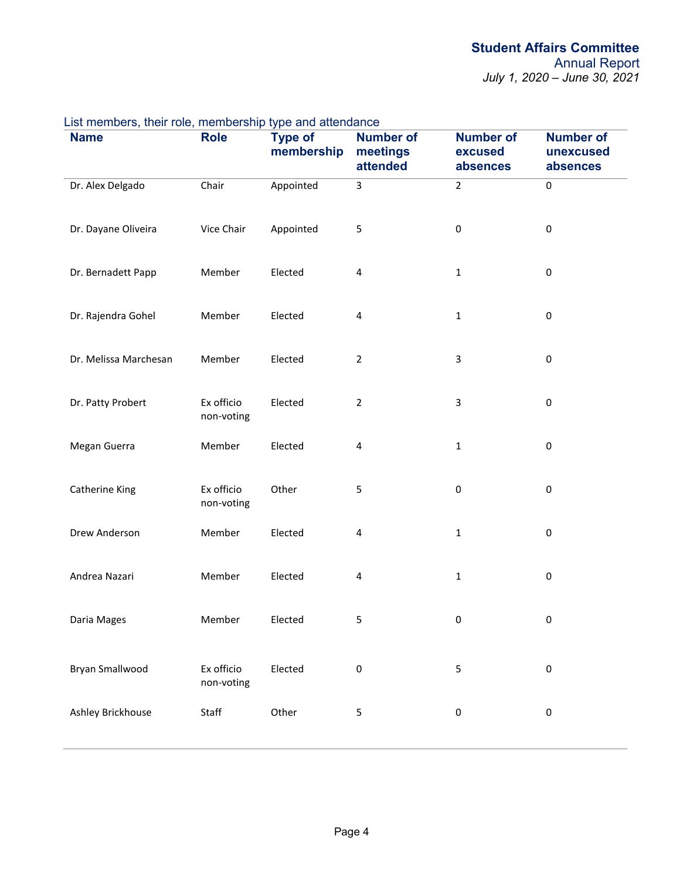**Student Affairs Committee**
Annual Report
*July 1, 2020 – June 30, 2021*

List members, their role, membership type and attendance

| Name | Role | Type of membership | Number of meetings attended | Number of excused absences | Number of unexcused absences |
|---|---|---|---|---|---|
| Dr. Alex Delgado | Chair | Appointed | 3 | 2 | 0 |
| Dr. Dayane Oliveira | Vice Chair | Appointed | 5 | 0 | 0 |
| Dr. Bernadett Papp | Member | Elected | 4 | 1 | 0 |
| Dr. Rajendra Gohel | Member | Elected | 4 | 1 | 0 |
| Dr. Melissa Marchesan | Member | Elected | 2 | 3 | 0 |
| Dr. Patty Probert | Ex officio non-voting | Elected | 2 | 3 | 0 |
| Megan Guerra | Member | Elected | 4 | 1 | 0 |
| Catherine King | Ex officio non-voting | Other | 5 | 0 | 0 |
| Drew Anderson | Member | Elected | 4 | 1 | 0 |
| Andrea Nazari | Member | Elected | 4 | 1 | 0 |
| Daria Mages | Member | Elected | 5 | 0 | 0 |
| Bryan Smallwood | Ex officio non-voting | Elected | 0 | 5 | 0 |
| Ashley Brickhouse | Staff | Other | 5 | 0 | 0 |